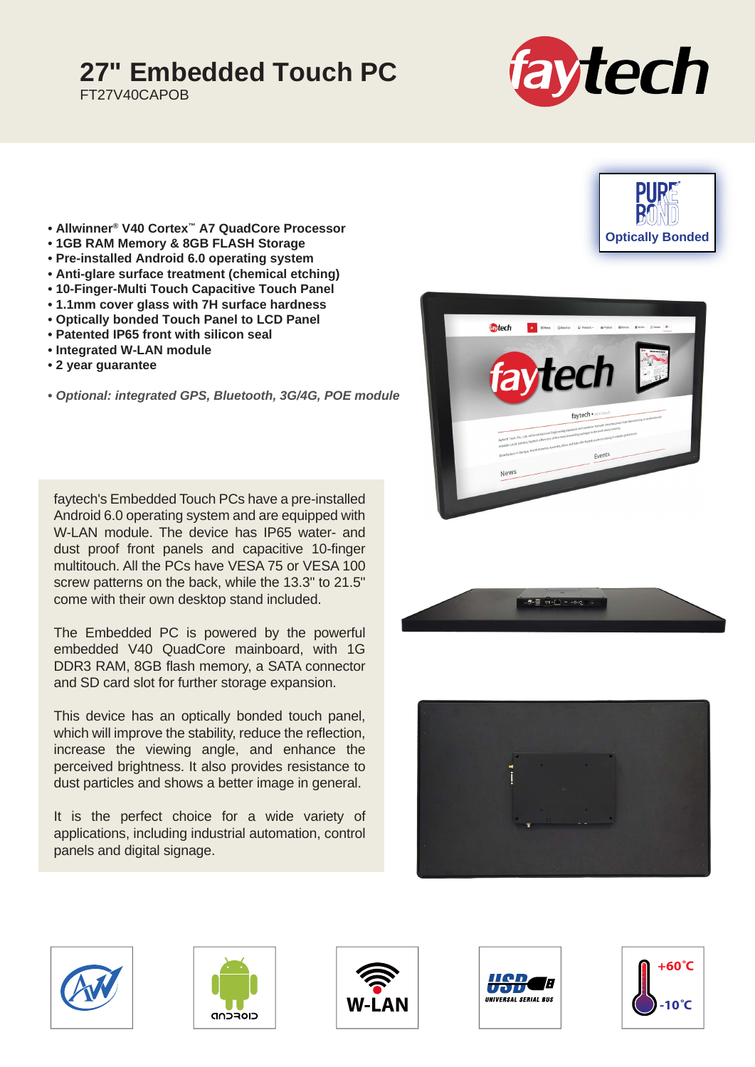# 27" Embedded Touch PC

FT27V40CAPOB

faytech

PURE BOND
Optically Bonded

- Allwinner® V40 Cortex™ A7 QuadCore Processor
- 1GB RAM Memory & 8GB FLASH Storage
- Pre-installed Android 6.0 operating system
- Anti-glare surface treatment (chemical etching)
- 10-Finger-Multi Touch Capacitive Touch Panel
- 1.1mm cover glass with 7H surface hardness
- Optically bonded Touch Panel to LCD Panel
- Patented IP65 front with silicon seal
- Integrated W-LAN module
- 2 year guarantee

*• Optional: integrated GPS, Bluetooth, 3G/4G, POE module*

faytech's Embedded Touch PCs have a pre-installed Android 6.0 operating system and are equipped with W-LAN module. The device has IP65 water- and dust proof front panels and capacitive 10-finger multitouch. All the PCs have VESA 75 or VESA 100 screw patterns on the back, while the 13.3" to 21.5" come with their own desktop stand included.

The Embedded PC is powered by the powerful embedded V40 QuadCore mainboard, with 1G DDR3 RAM, 8GB flash memory, a SATA connector and SD card slot for further storage expansion.

This device has an optically bonded touch panel, which will improve the stability, reduce the reflection, increase the viewing angle, and enhance the perceived brightness. It also provides resistance to dust particles and shows a better image in general.

It is the perfect choice for a wide variety of applications, including industrial automation, control panels and digital signage.

W-LAN

USB UNIVERSAL SERIAL BUS

+60˚C
-10˚C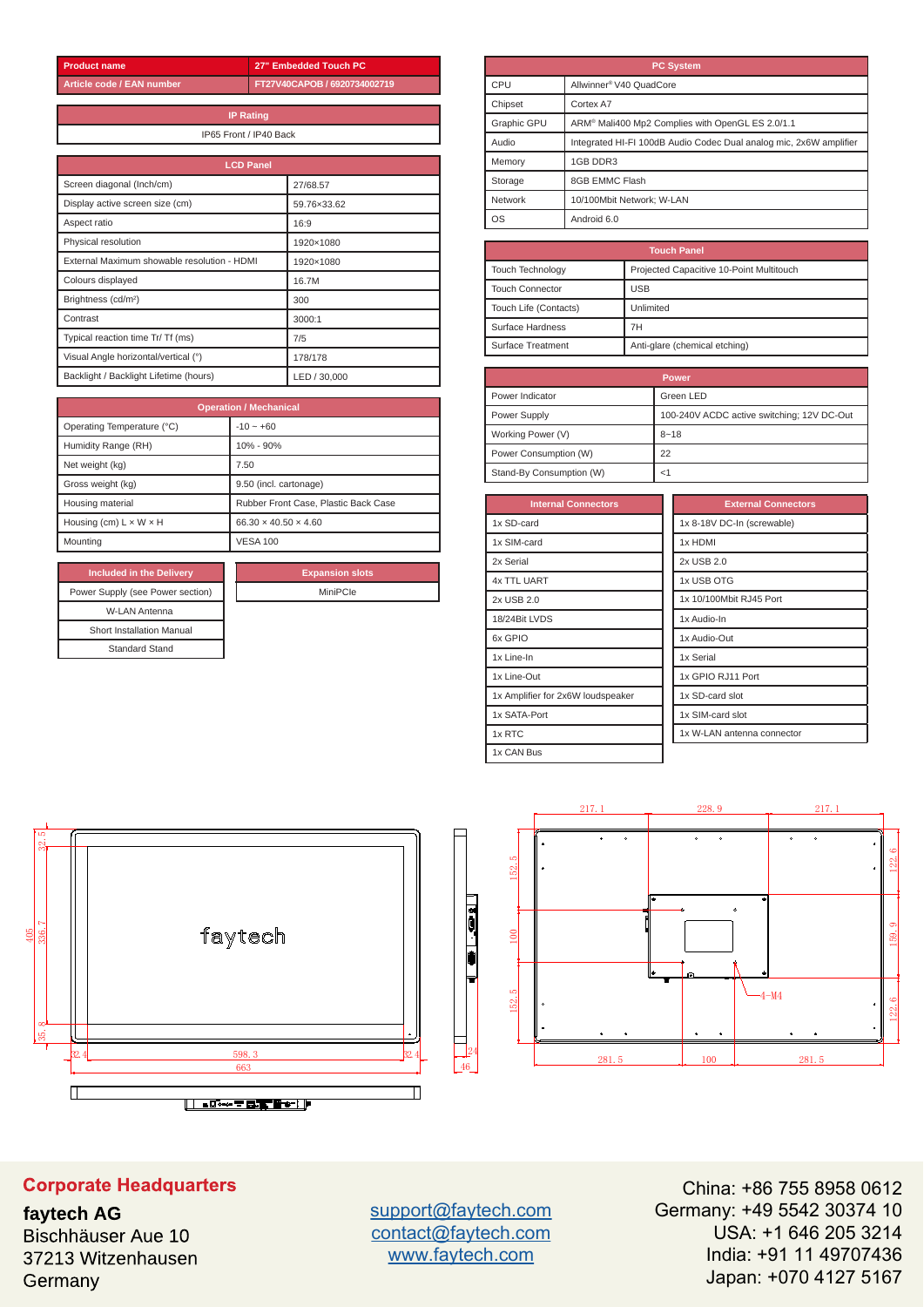| Product name | 27" Embedded Touch PC |
|---|---|
| Article code / EAN number | FT27V40CAPOB / 6920734002719 |

| IP Rating |
|---|
| IP65 Front / IP40 Back |

| LCD Panel | |
|---|---|
| Screen diagonal (Inch/cm) | 27/68.57 |
| Display active screen size (cm) | 59.76×33.62 |
| Aspect ratio | 16:9 |
| Physical resolution | 1920×1080 |
| External Maximum showable resolution - HDMI | 1920×1080 |
| Colours displayed | 16.7M |
| Brightness (cd/m²) | 300 |
| Contrast | 3000:1 |
| Typical reaction time Tr/ Tf (ms) | 7/5 |
| Visual Angle horizontal/vertical (°) | 178/178 |
| Backlight / Backlight Lifetime (hours) | LED / 30,000 |

| Operation / Mechanical | |
|---|---|
| Operating Temperature (°C) | -10 ~ +60 |
| Humidity Range (RH) | 10% - 90% |
| Net weight (kg) | 7.50 |
| Gross weight (kg) | 9.50 (incl. cartonage) |
| Housing material | Rubber Front Case, Plastic Back Case |
| Housing (cm) L × W × H | 66.30 × 40.50 × 4.60 |
| Mounting | VESA 100 |

| Included in the Delivery |
|---|
| Power Supply (see Power section) |
| W-LAN Antenna |
| Short Installation Manual |
| Standard Stand |

| Expansion slots |
|---|
| MiniPCIe |

| PC System | |
|---|---|
| CPU | Allwinner® V40 QuadCore |
| Chipset | Cortex A7 |
| Graphic GPU | ARM® Mali400 Mp2 Complies with OpenGL ES 2.0/1.1 |
| Audio | Integrated HI-FI 100dB Audio Codec Dual analog mic, 2x6W amplifier |
| Memory | 1GB DDR3 |
| Storage | 8GB EMMC Flash |
| Network | 10/100Mbit Network; W-LAN |
| OS | Android 6.0 |

| Touch Panel | |
|---|---|
| Touch Technology | Projected Capacitive 10-Point Multitouch |
| Touch Connector | USB |
| Touch Life (Contacts) | Unlimited |
| Surface Hardness | 7H |
| Surface Treatment | Anti-glare (chemical etching) |

| Power | |
|---|---|
| Power Indicator | Green LED |
| Power Supply | 100-240V ACDC active switching; 12V DC-Out |
| Working Power (V) | 8~18 |
| Power Consumption (W) | 22 |
| Stand-By Consumption (W) | <1 |

| Internal Connectors |
|---|
| 1x SD-card |
| 1x SIM-card |
| 2x Serial |
| 4x TTL UART |
| 2x USB 2.0 |
| 18/24Bit LVDS |
| 6x GPIO |
| 1x Line-In |
| 1x Line-Out |
| 1x Amplifier for 2x6W loudspeaker |
| 1x SATA-Port |
| 1x RTC |
| 1x CAN Bus |

| External Connectors |
|---|
| 1x 8-18V DC-In (screwable) |
| 1x HDMI |
| 2x USB 2.0 |
| 1x USB OTG |
| 1x 10/100Mbit RJ45 Port |
| 1x Audio-In |
| 1x Audio-Out |
| 1x Serial |
| 1x GPIO RJ11 Port |
| 1x SD-card slot |
| 1x SIM-card slot |
| 1x W-LAN antenna connector |

faytech

32.5
336.7
405
35.8
32.4
598.3
32.4
663
24
46

217.1
228.9
217.1
152.5
100
152.5
122.6
159.9
122.6
4-M4
281.5
100
281.5

**Corporate Headquarters**

**faytech AG**
Bischhäuser Aue 10
37213 Witzenhausen
Germany

support@faytech.com
contact@faytech.com
www.faytech.com

China: +86 755 8958 0612
Germany: +49 5542 30374 10
USA: +1 646 205 3214
India: +91 11 49707436
Japan: +070 4127 5167